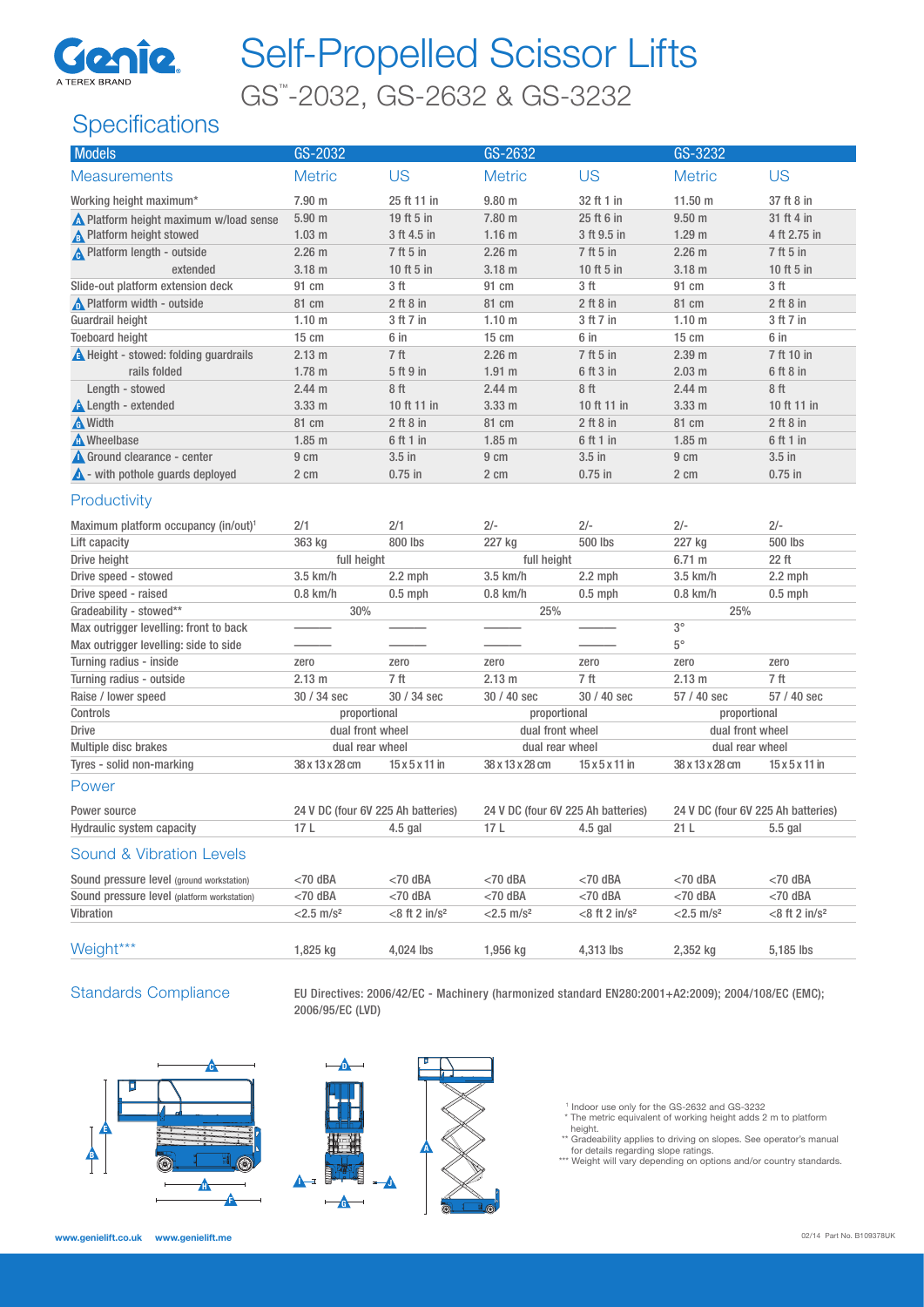# Self-Propelled Scissor Lifts

## GS™-2032, GS-2632 & GS-3232

## Specifications

| Models | GS-2032 | | GS-2632 | | GS-3232 | |
|---|---|---|---|---|---|---|
| **Measurements** | Metric | US | Metric | US | Metric | US |
| Working height maximum* | 7.90 m | 25 ft 11 in | 9.80 m | 32 ft 1 in | 11.50 m | 37 ft 8 in |
| A Platform height maximum w/load sense | 5.90 m | 19 ft 5 in | 7.80 m | 25 ft 6 in | 9.50 m | 31 ft 4 in |
| B Platform height stowed | 1.03 m | 3 ft 4.5 in | 1.16 m | 3 ft 9.5 in | 1.29 m | 4 ft 2.75 in |
| C Platform length - outside | 2.26 m | 7 ft 5 in | 2.26 m | 7 ft 5 in | 2.26 m | 7 ft 5 in |
| extended | 3.18 m | 10 ft 5 in | 3.18 m | 10 ft 5 in | 3.18 m | 10 ft 5 in |
| Slide-out platform extension deck | 91 cm | 3 ft | 91 cm | 3 ft | 91 cm | 3 ft |
| D Platform width - outside | 81 cm | 2 ft 8 in | 81 cm | 2 ft 8 in | 81 cm | 2 ft 8 in |
| Guardrail height | 1.10 m | 3 ft 7 in | 1.10 m | 3 ft 7 in | 1.10 m | 3 ft 7 in |
| Toeboard height | 15 cm | 6 in | 15 cm | 6 in | 15 cm | 6 in |
| E Height - stowed: folding guardrails | 2.13 m | 7 ft | 2.26 m | 7 ft 5 in | 2.39 m | 7 ft 10 in |
| rails folded | 1.78 m | 5 ft 9 in | 1.91 m | 6 ft 3 in | 2.03 m | 6 ft 8 in |
| Length - stowed | 2.44 m | 8 ft | 2.44 m | 8 ft | 2.44 m | 8 ft |
| F Length - extended | 3.33 m | 10 ft 11 in | 3.33 m | 10 ft 11 in | 3.33 m | 10 ft 11 in |
| G Width | 81 cm | 2 ft 8 in | 81 cm | 2 ft 8 in | 81 cm | 2 ft 8 in |
| H Wheelbase | 1.85 m | 6 ft 1 in | 1.85 m | 6 ft 1 in | 1.85 m | 6 ft 1 in |
| I Ground clearance - center | 9 cm | 3.5 in | 9 cm | 3.5 in | 9 cm | 3.5 in |
| J - with pothole guards deployed | 2 cm | 0.75 in | 2 cm | 0.75 in | 2 cm | 0.75 in |
| **Productivity** | | | | | | |
| Maximum platform occupancy (in/out)[1] | 2/1 | 2/1 | 2/- | 2/- | 2/- | 2/- |
| Lift capacity | 363 kg | 800 lbs | 227 kg | 500 lbs | 227 kg | 500 lbs |
| Drive height | full height | | full height | | 6.71 m | 22 ft |
| Drive speed - stowed | 3.5 km/h | 2.2 mph | 3.5 km/h | 2.2 mph | 3.5 km/h | 2.2 mph |
| Drive speed - raised | 0.8 km/h | 0.5 mph | 0.8 km/h | 0.5 mph | 0.8 km/h | 0.5 mph |
| Gradeability - stowed** | 30% | | 25% | | 25% | |
| Max outrigger levelling: front to back | ——— | ——— | ——— | ——— | 3° | |
| Max outrigger levelling: side to side | ——— | ——— | ——— | ——— | 5° | |
| Turning radius - inside | zero | zero | zero | zero | zero | zero |
| Turning radius - outside | 2.13 m | 7 ft | 2.13 m | 7 ft | 2.13 m | 7 ft |
| Raise / lower speed | 30 / 34 sec | 30 / 34 sec | 30 / 40 sec | 30 / 40 sec | 57 / 40 sec | 57 / 40 sec |
| Controls | proportional | | proportional | | proportional | |
| Drive | dual front wheel | | dual front wheel | | dual front wheel | |
| Multiple disc brakes | dual rear wheel | | dual rear wheel | | dual rear wheel | |
| Tyres - solid non-marking | 38 x 13 x 28 cm | 15 x 5 x 11 in | 38 x 13 x 28 cm | 15 x 5 x 11 in | 38 x 13 x 28 cm | 15 x 5 x 11 in |
| **Power** | | | | | | |
| Power source | 24 V DC (four 6V 225 Ah batteries) | | 24 V DC (four 6V 225 Ah batteries) | | 24 V DC (four 6V 225 Ah batteries) | |
| Hydraulic system capacity | 17 L | 4.5 gal | 17 L | 4.5 gal | 21 L | 5.5 gal |
| **Sound & Vibration Levels** | | | | | | |
| Sound pressure level (ground workstation) | <70 dBA | <70 dBA | <70 dBA | <70 dBA | <70 dBA | <70 dBA |
| Sound pressure level (platform workstation) | <70 dBA | <70 dBA | <70 dBA | <70 dBA | <70 dBA | <70 dBA |
| Vibration | <2.5 m/s² | <8 ft 2 in/s² | <2.5 m/s² | <8 ft 2 in/s² | <2.5 m/s² | <8 ft 2 in/s² |
| **Weight***** | 1,825 kg | 4,024 lbs | 1,956 kg | 4,313 lbs | 2,352 kg | 5,185 lbs |

### Standards Compliance

EU Directives: 2006/42/EC - Machinery (harmonized standard EN280:2001+A2:2009); 2004/108/EC (EMC); 2006/95/EC (LVD)

[1] Indoor use only for the GS-2632 and GS-3232

\* The metric equivalent of working height adds 2 m to platform height.

\*\* Gradeability applies to driving on slopes. See operator's manual for details regarding slope ratings.

\*\*\* Weight will vary depending on options and/or country standards.

www.genielift.co.uk www.genielift.me

02/14 Part No. B109378UK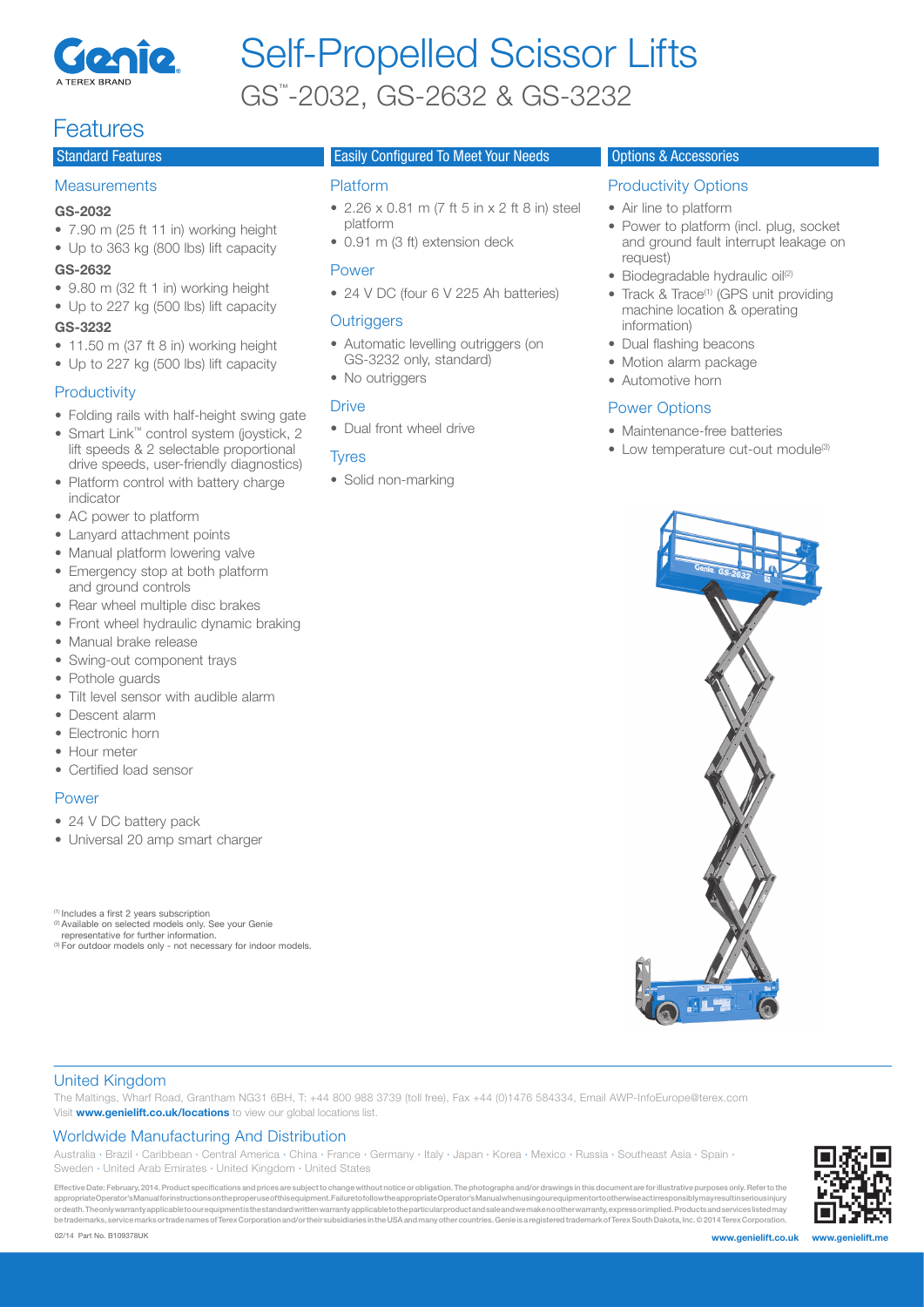# Self-Propelled Scissor Lifts

## GS™-2032, GS-2632 & GS-3232

# Features

## Standard Features

### Measurements

**GS-2032**

- 7.90 m (25 ft 11 in) working height
- Up to 363 kg (800 lbs) lift capacity

**GS-2632**

- 9.80 m (32 ft 1 in) working height
- Up to 227 kg (500 lbs) lift capacity

**GS-3232**

- 11.50 m (37 ft 8 in) working height
- Up to 227 kg (500 lbs) lift capacity

### Productivity

- Folding rails with half-height swing gate
- Smart Link™ control system (joystick, 2 lift speeds & 2 selectable proportional drive speeds, user-friendly diagnostics)
- Platform control with battery charge indicator
- AC power to platform
- Lanyard attachment points
- Manual platform lowering valve
- Emergency stop at both platform and ground controls
- Rear wheel multiple disc brakes
- Front wheel hydraulic dynamic braking
- Manual brake release
- Swing-out component trays
- Pothole guards
- Tilt level sensor with audible alarm
- Descent alarm
- Electronic horn
- Hour meter
- Certified load sensor

### Power

- 24 V DC battery pack
- Universal 20 amp smart charger

[1] Includes a first 2 years subscription
[2] Available on selected models only. See your Genie representative for further information.
[3] For outdoor models only - not necessary for indoor models.

## Easily Configured To Meet Your Needs

### Platform

- 2.26 x 0.81 m (7 ft 5 in x 2 ft 8 in) steel platform
- 0.91 m (3 ft) extension deck

### Power

- 24 V DC (four 6 V 225 Ah batteries)

### Outriggers

- Automatic levelling outriggers (on GS-3232 only, standard)
- No outriggers

### Drive

- Dual front wheel drive

### Tyres

- Solid non-marking

## Options & Accessories

### Productivity Options

- Air line to platform
- Power to platform (incl. plug, socket and ground fault interrupt leakage on request)
- Biodegradable hydraulic oil[2]
- Track & Trace[1] (GPS unit providing machine location & operating information)
- Dual flashing beacons
- Motion alarm package
- Automotive horn

### Power Options

- Maintenance-free batteries
- Low temperature cut-out module[3]

## United Kingdom

The Maltings, Wharf Road, Grantham NG31 6BH, T: +44 800 988 3739 (toll free), Fax +44 (0)1476 584334, Email AWP-InfoEurope@terex.com
Visit **www.genielift.co.uk/locations** to view our global locations list.

## Worldwide Manufacturing And Distribution

Australia · Brazil · Caribbean · Central America · China · France · Germany · Italy · Japan · Korea · Mexico · Russia · Southeast Asia · Spain · Sweden · United Arab Emirates · United Kingdom · United States

Effective Date: February, 2014. Product specifications and prices are subject to change without notice or obligation. The photographs and/or drawings in this document are for illustrative purposes only. Refer to the appropriate Operator's Manual for instructions on the proper use of this equipment. Failure to follow the appropriate Operator's Manual when using our equipment or to otherwise act irresponsibly may result in serious injury or death. The only warranty applicable to our equipment is the standard written warranty applicable to the particular product and sale and we make no other warranty, express or implied. Products and services listed may be trademarks, service marks or trade names of Terex Corporation and/or their subsidiaries in the USA and many other countries. Genie is a registered trademark of Terex South Dakota, Inc. © 2014 Terex Corporation.

02/14 Part No. B109378UK

**www.genielift.co.uk** **www.genielift.me**